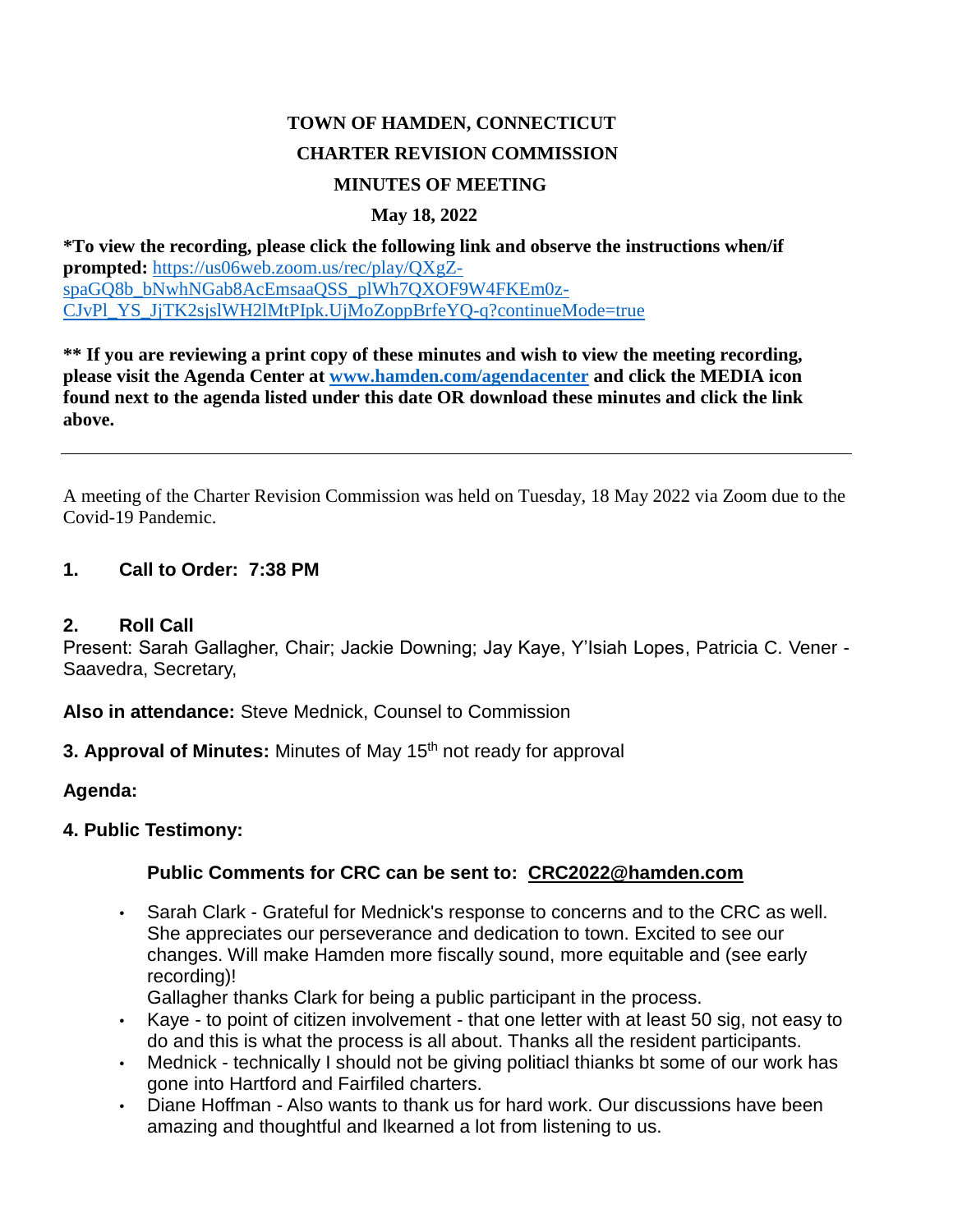**TOWN OF HAMDEN, CONNECTICUT**

**CHARTER REVISION COMMISSION**

**MINUTES OF MEETING**

**May 18, 2022**

**\*To view the recording, please click the following link and observe the instructions when/if prompted:** https://us06web.zoom.us/rec/play/QXgZ-spaGQ8b_bNwhNGab8AcEmsaaQSS_plWh7QXOF9W4FKEm0z-CJvPl_YS_JjTK2sjslWH2lMtPIpk.UjMoZoppBrfeYQ-q?continueMode=true

**\*\* If you are reviewing a print copy of these minutes and wish to view the meeting recording, please visit the Agenda Center at www.hamden.com/agendacenter and click the MEDIA icon found next to the agenda listed under this date OR download these minutes and click the link above.**

---

A meeting of the Charter Revision Commission was held on Tuesday, 18 May 2022 via Zoom due to the Covid-19 Pandemic.

**1. Call to Order: 7:38 PM**

**2. Roll Call**

Present: Sarah Gallagher, Chair; Jackie Downing; Jay Kaye, Y'Isiah Lopes, Patricia C. Vener - Saavedra, Secretary,

**Also in attendance:** Steve Mednick, Counsel to Commission

**3. Approval of Minutes:** Minutes of May 15th not ready for approval

**Agenda:**

**4. Public Testimony:**

**Public Comments for CRC can be sent to: CRC2022@hamden.com**

- Sarah Clark - Grateful for Mednick's response to concerns and to the CRC as well. She appreciates our perseverance and dedication to town. Excited to see our changes. Will make Hamden more fiscally sound, more equitable and (see early recording)!
  Gallagher thanks Clark for being a public participant in the process.
- Kaye - to point of citizen involvement - that one letter with at least 50 sig, not easy to do and this is what the process is all about. Thanks all the resident participants.
- Mednick - technically I should not be giving politiacl thianks bt some of our work has gone into Hartford and Fairfiled charters.
- Diane Hoffman - Also wants to thank us for hard work. Our discussions have been amazing and thoughtful and lkearned a lot from listening to us.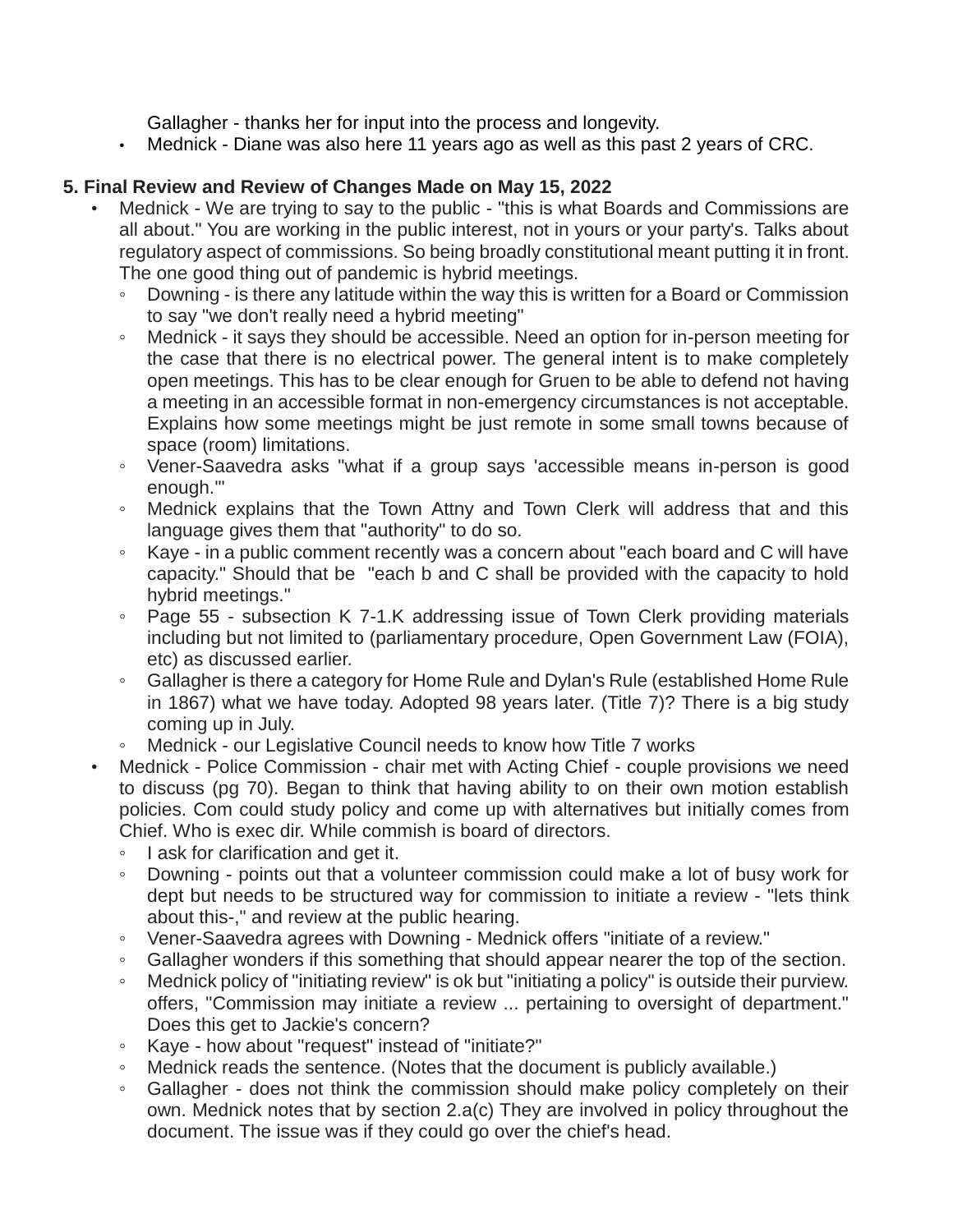Gallagher - thanks her for input into the process and longevity.

- Mednick - Diane was also here 11 years ago as well as this past 2 years of CRC.

**5. Final Review and Review of Changes Made on May 15, 2022**

- Mednick - We are trying to say to the public - "this is what Boards and Commissions are all about." You are working in the public interest, not in yours or your party's. Talks about regulatory aspect of commissions. So being broadly constitutional meant putting it in front. The one good thing out of pandemic is hybrid meetings.
    - Downing - is there any latitude within the way this is written for a Board or Commission to say "we don't really need a hybrid meeting"
    - Mednick - it says they should be accessible. Need an option for in-person meeting for the case that there is no electrical power. The general intent is to make completely open meetings. This has to be clear enough for Gruen to be able to defend not having a meeting in an accessible format in non-emergency circumstances is not acceptable. Explains how some meetings might be just remote in some small towns because of space (room) limitations.
    - Vener-Saavedra asks "what if a group says 'accessible means in-person is good enough.'"
    - Mednick explains that the Town Attny and Town Clerk will address that and this language gives them that "authority" to do so.
    - Kaye - in a public comment recently was a concern about "each board and C will have capacity." Should that be "each b and C shall be provided with the capacity to hold hybrid meetings."
    - Page 55 - subsection K 7-1.K addressing issue of Town Clerk providing materials including but not limited to (parliamentary procedure, Open Government Law (FOIA), etc) as discussed earlier.
    - Gallagher is there a category for Home Rule and Dylan's Rule (established Home Rule in 1867) what we have today. Adopted 98 years later. (Title 7)? There is a big study coming up in July.
    - Mednick - our Legislative Council needs to know how Title 7 works
- Mednick - Police Commission - chair met with Acting Chief - couple provisions we need to discuss (pg 70). Began to think that having ability to on their own motion establish policies. Com could study policy and come up with alternatives but initially comes from Chief. Who is exec dir. While commish is board of directors.
    - I ask for clarification and get it.
    - Downing - points out that a volunteer commission could make a lot of busy work for dept but needs to be structured way for commission to initiate a review - "lets think about this-," and review at the public hearing.
    - Vener-Saavedra agrees with Downing - Mednick offers "initiate of a review."
    - Gallagher wonders if this something that should appear nearer the top of the section.
    - Mednick policy of "initiating review" is ok but "initiating a policy" is outside their purview. offers, "Commission may initiate a review ... pertaining to oversight of department." Does this get to Jackie's concern?
    - Kaye - how about "request" instead of "initiate?"
    - Mednick reads the sentence. (Notes that the document is publicly available.)
    - Gallagher - does not think the commission should make policy completely on their own. Mednick notes that by section 2.a(c) They are involved in policy throughout the document. The issue was if they could go over the chief's head.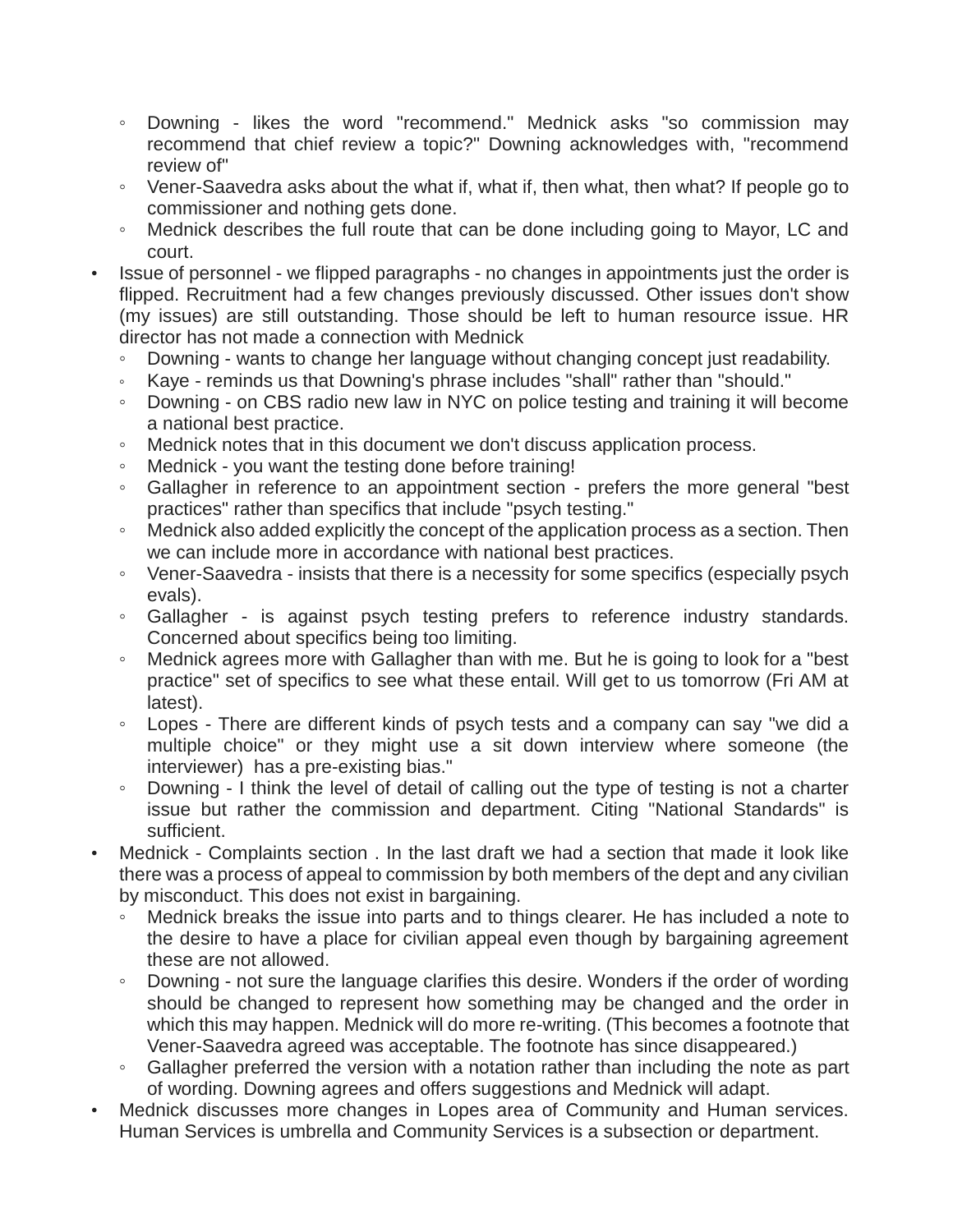- Downing - likes the word "recommend." Mednick asks "so commission may recommend that chief review a topic?" Downing acknowledges with, "recommend review of"
    - Vener-Saavedra asks about the what if, what if, then what, then what? If people go to commissioner and nothing gets done.
    - Mednick describes the full route that can be done including going to Mayor, LC and court.
- Issue of personnel - we flipped paragraphs - no changes in appointments just the order is flipped. Recruitment had a few changes previously discussed. Other issues don't show (my issues) are still outstanding. Those should be left to human resource issue. HR director has not made a connection with Mednick
    - Downing - wants to change her language without changing concept just readability.
    - Kaye - reminds us that Downing's phrase includes "shall" rather than "should."
    - Downing - on CBS radio new law in NYC on police testing and training it will become a national best practice.
    - Mednick notes that in this document we don't discuss application process.
    - Mednick - you want the testing done before training!
    - Gallagher in reference to an appointment section - prefers the more general "best practices" rather than specifics that include "psych testing."
    - Mednick also added explicitly the concept of the application process as a section. Then we can include more in accordance with national best practices.
    - Vener-Saavedra - insists that there is a necessity for some specifics (especially psych evals).
    - Gallagher - is against psych testing prefers to reference industry standards. Concerned about specifics being too limiting.
    - Mednick agrees more with Gallagher than with me. But he is going to look for a "best practice" set of specifics to see what these entail. Will get to us tomorrow (Fri AM at latest).
    - Lopes - There are different kinds of psych tests and a company can say "we did a multiple choice" or they might use a sit down interview where someone (the interviewer) has a pre-existing bias."
    - Downing - I think the level of detail of calling out the type of testing is not a charter issue but rather the commission and department. Citing "National Standards" is sufficient.
- Mednick - Complaints section . In the last draft we had a section that made it look like there was a process of appeal to commission by both members of the dept and any civilian by misconduct. This does not exist in bargaining.
    - Mednick breaks the issue into parts and to things clearer. He has included a note to the desire to have a place for civilian appeal even though by bargaining agreement these are not allowed.
    - Downing - not sure the language clarifies this desire. Wonders if the order of wording should be changed to represent how something may be changed and the order in which this may happen. Mednick will do more re-writing. (This becomes a footnote that Vener-Saavedra agreed was acceptable. The footnote has since disappeared.)
    - Gallagher preferred the version with a notation rather than including the note as part of wording. Downing agrees and offers suggestions and Mednick will adapt.
- Mednick discusses more changes in Lopes area of Community and Human services. Human Services is umbrella and Community Services is a subsection or department.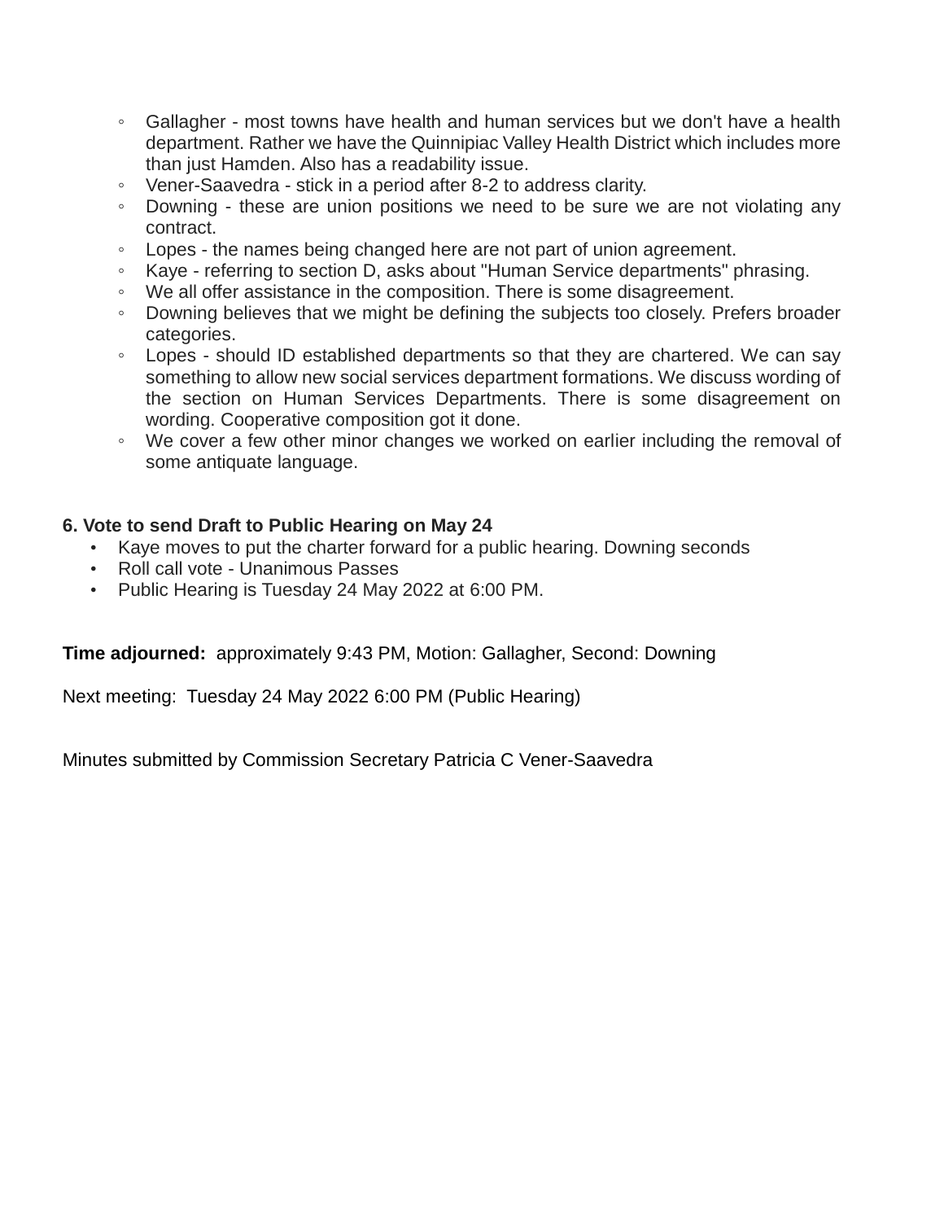- Gallagher - most towns have health and human services but we don't have a health department. Rather we have the Quinnipiac Valley Health District which includes more than just Hamden. Also has a readability issue.
- Vener-Saavedra - stick in a period after 8-2 to address clarity.
- Downing - these are union positions we need to be sure we are not violating any contract.
- Lopes - the names being changed here are not part of union agreement.
- Kaye - referring to section D, asks about "Human Service departments" phrasing.
- We all offer assistance in the composition. There is some disagreement.
- Downing believes that we might be defining the subjects too closely. Prefers broader categories.
- Lopes - should ID established departments so that they are chartered. We can say something to allow new social services department formations. We discuss wording of the section on Human Services Departments. There is some disagreement on wording. Cooperative composition got it done.
- We cover a few other minor changes we worked on earlier including the removal of some antiquate language.

**6. Vote to send Draft to Public Hearing on May 24**

- Kaye moves to put the charter forward for a public hearing. Downing seconds
- Roll call vote - Unanimous Passes
- Public Hearing is Tuesday 24 May 2022 at 6:00 PM.

**Time adjourned:** approximately 9:43 PM, Motion: Gallagher, Second: Downing

Next meeting: Tuesday 24 May 2022 6:00 PM (Public Hearing)

Minutes submitted by Commission Secretary Patricia C Vener-Saavedra